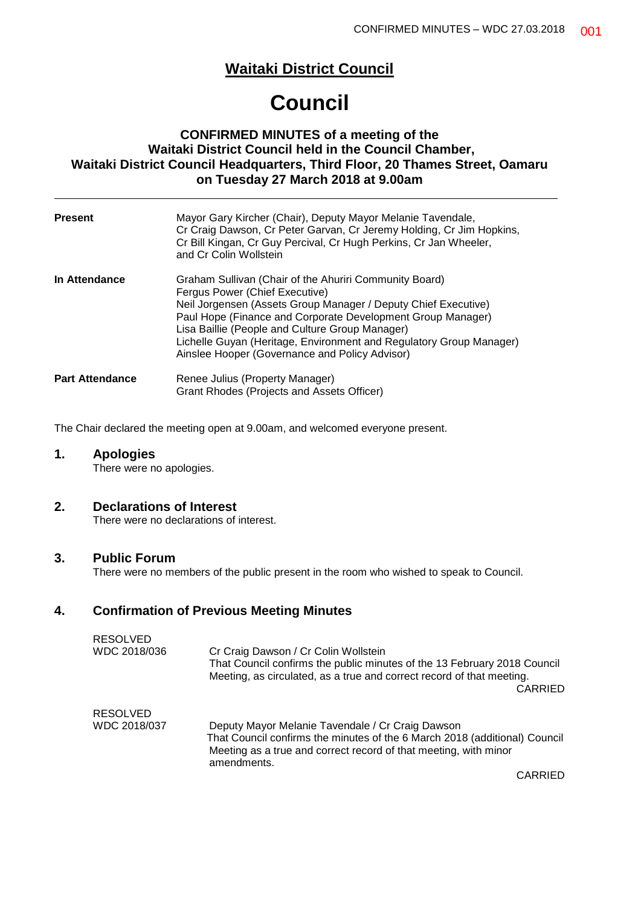# Waitaki District Council

# Council

### CONFIRMED MINUTES of a meeting of the Waitaki District Council held in the Council Chamber, Waitaki District Council Headquarters, Third Floor, 20 Thames Street, Oamaru on Tuesday 27 March 2018 at 9.00am

---

| | |
|---|---|
| **Present** | Mayor Gary Kircher (Chair), Deputy Mayor Melanie Tavendale, Cr Craig Dawson, Cr Peter Garvan, Cr Jeremy Holding, Cr Jim Hopkins, Cr Bill Kingan, Cr Guy Percival, Cr Hugh Perkins, Cr Jan Wheeler, and Cr Colin Wollstein |
| **In Attendance** | Graham Sullivan (Chair of the Ahuriri Community Board)<br>Fergus Power (Chief Executive)<br>Neil Jorgensen (Assets Group Manager / Deputy Chief Executive)<br>Paul Hope (Finance and Corporate Development Group Manager)<br>Lisa Baillie (People and Culture Group Manager)<br>Lichelle Guyan (Heritage, Environment and Regulatory Group Manager)<br>Ainslee Hooper (Governance and Policy Advisor) |
| **Part Attendance** | Renee Julius (Property Manager)<br>Grant Rhodes (Projects and Assets Officer) |

The Chair declared the meeting open at 9.00am, and welcomed everyone present.

## 1. Apologies

There were no apologies.

## 2. Declarations of Interest

There were no declarations of interest.

## 3. Public Forum

There were no members of the public present in the room who wished to speak to Council.

## 4. Confirmation of Previous Meeting Minutes

RESOLVED
WDC 2018/036

Cr Craig Dawson / Cr Colin Wollstein
That Council confirms the public minutes of the 13 February 2018 Council Meeting, as circulated, as a true and correct record of that meeting.

CARRIED

RESOLVED
WDC 2018/037

Deputy Mayor Melanie Tavendale / Cr Craig Dawson
That Council confirms the minutes of the 6 March 2018 (additional) Council Meeting as a true and correct record of that meeting, with minor amendments.

CARRIED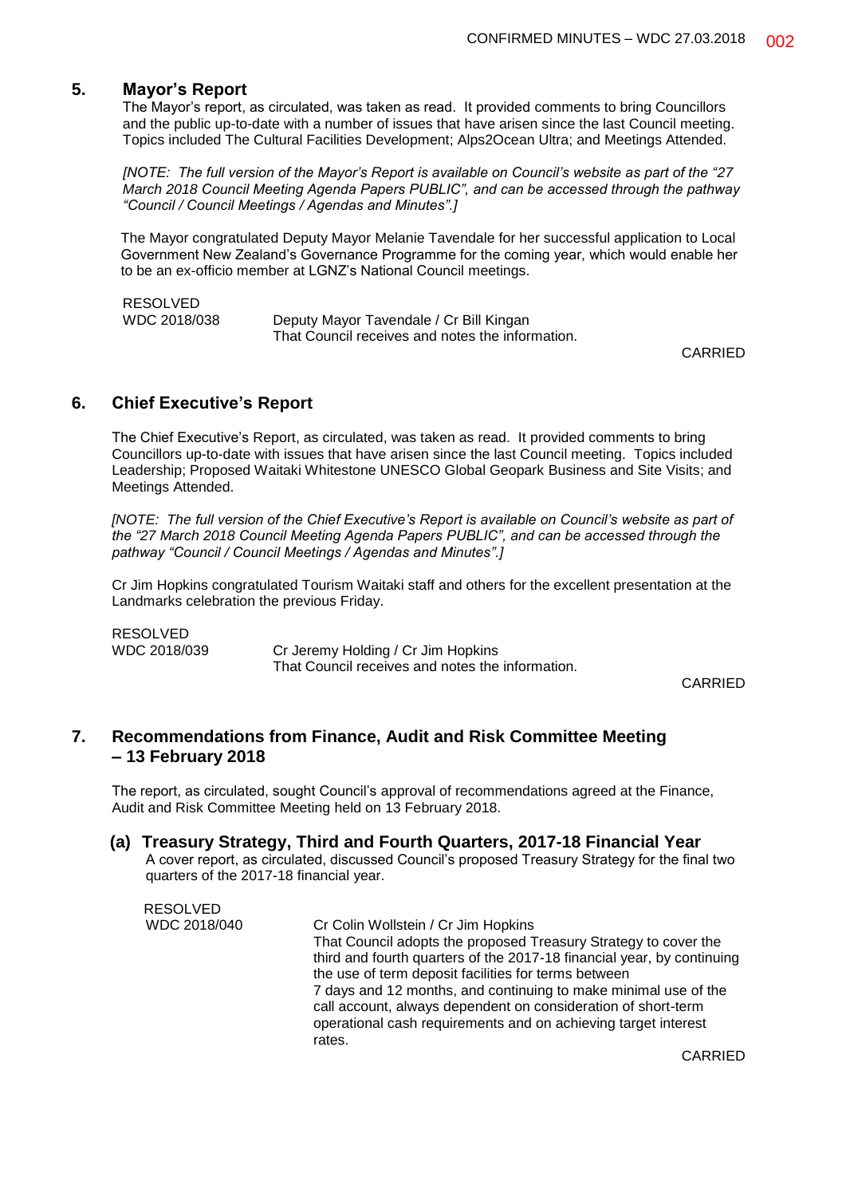## 5. Mayor's Report

The Mayor's report, as circulated, was taken as read. It provided comments to bring Councillors and the public up-to-date with a number of issues that have arisen since the last Council meeting. Topics included The Cultural Facilities Development; Alps2Ocean Ultra; and Meetings Attended.

*[NOTE: The full version of the Mayor's Report is available on Council's website as part of the "27 March 2018 Council Meeting Agenda Papers PUBLIC", and can be accessed through the pathway "Council / Council Meetings / Agendas and Minutes".]*

The Mayor congratulated Deputy Mayor Melanie Tavendale for her successful application to Local Government New Zealand's Governance Programme for the coming year, which would enable her to be an ex-officio member at LGNZ's National Council meetings.

RESOLVED
WDC 2018/038 — Deputy Mayor Tavendale / Cr Bill Kingan
That Council receives and notes the information.

CARRIED

## 6. Chief Executive's Report

The Chief Executive's Report, as circulated, was taken as read. It provided comments to bring Councillors up-to-date with issues that have arisen since the last Council meeting. Topics included Leadership; Proposed Waitaki Whitestone UNESCO Global Geopark Business and Site Visits; and Meetings Attended.

*[NOTE: The full version of the Chief Executive's Report is available on Council's website as part of the "27 March 2018 Council Meeting Agenda Papers PUBLIC", and can be accessed through the pathway "Council / Council Meetings / Agendas and Minutes".]*

Cr Jim Hopkins congratulated Tourism Waitaki staff and others for the excellent presentation at the Landmarks celebration the previous Friday.

RESOLVED
WDC 2018/039 — Cr Jeremy Holding / Cr Jim Hopkins
That Council receives and notes the information.

CARRIED

## 7. Recommendations from Finance, Audit and Risk Committee Meeting – 13 February 2018

The report, as circulated, sought Council's approval of recommendations agreed at the Finance, Audit and Risk Committee Meeting held on 13 February 2018.

### (a) Treasury Strategy, Third and Fourth Quarters, 2017-18 Financial Year

A cover report, as circulated, discussed Council's proposed Treasury Strategy for the final two quarters of the 2017-18 financial year.

RESOLVED
WDC 2018/040 — Cr Colin Wollstein / Cr Jim Hopkins
That Council adopts the proposed Treasury Strategy to cover the third and fourth quarters of the 2017-18 financial year, by continuing the use of term deposit facilities for terms between 7 days and 12 months, and continuing to make minimal use of the call account, always dependent on consideration of short-term operational cash requirements and on achieving target interest rates.

CARRIED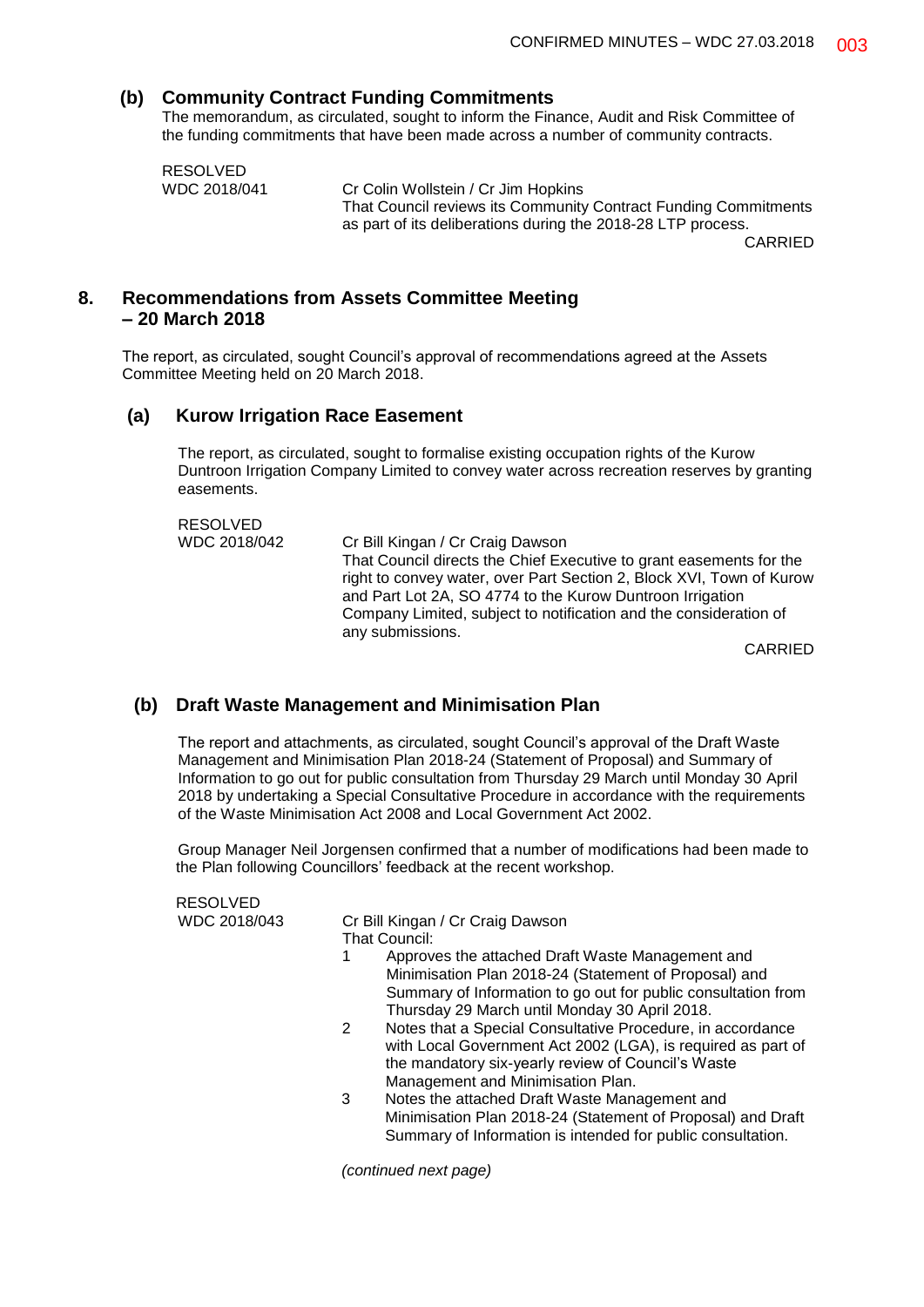### (b) Community Contract Funding Commitments

The memorandum, as circulated, sought to inform the Finance, Audit and Risk Committee of the funding commitments that have been made across a number of community contracts.

RESOLVED
WDC 2018/041

Cr Colin Wollstein / Cr Jim Hopkins
That Council reviews its Community Contract Funding Commitments as part of its deliberations during the 2018-28 LTP process.

CARRIED

## 8. Recommendations from Assets Committee Meeting – 20 March 2018

The report, as circulated, sought Council's approval of recommendations agreed at the Assets Committee Meeting held on 20 March 2018.

### (a) Kurow Irrigation Race Easement

The report, as circulated, sought to formalise existing occupation rights of the Kurow Duntroon Irrigation Company Limited to convey water across recreation reserves by granting easements.

RESOLVED
WDC 2018/042

Cr Bill Kingan / Cr Craig Dawson
That Council directs the Chief Executive to grant easements for the right to convey water, over Part Section 2, Block XVI, Town of Kurow and Part Lot 2A, SO 4774 to the Kurow Duntroon Irrigation Company Limited, subject to notification and the consideration of any submissions.

CARRIED

### (b) Draft Waste Management and Minimisation Plan

The report and attachments, as circulated, sought Council's approval of the Draft Waste Management and Minimisation Plan 2018-24 (Statement of Proposal) and Summary of Information to go out for public consultation from Thursday 29 March until Monday 30 April 2018 by undertaking a Special Consultative Procedure in accordance with the requirements of the Waste Minimisation Act 2008 and Local Government Act 2002.

Group Manager Neil Jorgensen confirmed that a number of modifications had been made to the Plan following Councillors' feedback at the recent workshop.

RESOLVED
WDC 2018/043

Cr Bill Kingan / Cr Craig Dawson
That Council:

1. Approves the attached Draft Waste Management and Minimisation Plan 2018-24 (Statement of Proposal) and Summary of Information to go out for public consultation from Thursday 29 March until Monday 30 April 2018.
2. Notes that a Special Consultative Procedure, in accordance with Local Government Act 2002 (LGA), is required as part of the mandatory six-yearly review of Council's Waste Management and Minimisation Plan.
3. Notes the attached Draft Waste Management and Minimisation Plan 2018-24 (Statement of Proposal) and Draft Summary of Information is intended for public consultation.

*(continued next page)*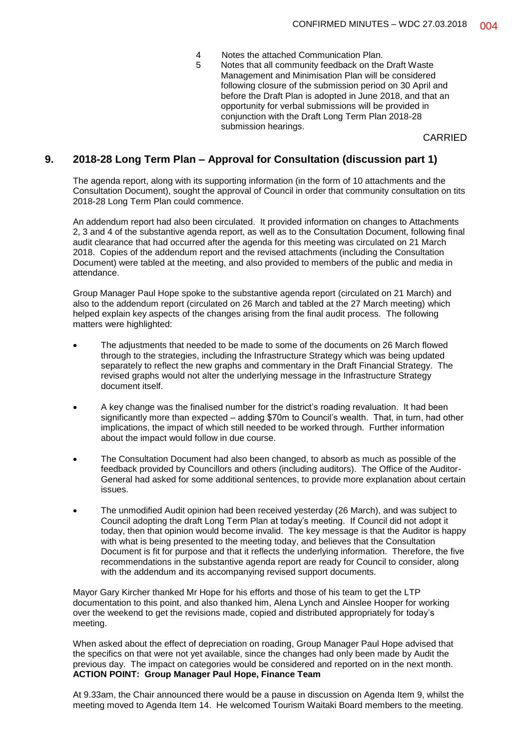4 Notes the attached Communication Plan.

5 Notes that all community feedback on the Draft Waste Management and Minimisation Plan will be considered following closure of the submission period on 30 April and before the Draft Plan is adopted in June 2018, and that an opportunity for verbal submissions will be provided in conjunction with the Draft Long Term Plan 2018-28 submission hearings.

CARRIED

## 9. 2018-28 Long Term Plan – Approval for Consultation (discussion part 1)

The agenda report, along with its supporting information (in the form of 10 attachments and the Consultation Document), sought the approval of Council in order that community consultation on tits 2018-28 Long Term Plan could commence.

An addendum report had also been circulated. It provided information on changes to Attachments 2, 3 and 4 of the substantive agenda report, as well as to the Consultation Document, following final audit clearance that had occurred after the agenda for this meeting was circulated on 21 March 2018. Copies of the addendum report and the revised attachments (including the Consultation Document) were tabled at the meeting, and also provided to members of the public and media in attendance.

Group Manager Paul Hope spoke to the substantive agenda report (circulated on 21 March) and also to the addendum report (circulated on 26 March and tabled at the 27 March meeting) which helped explain key aspects of the changes arising from the final audit process. The following matters were highlighted:

- The adjustments that needed to be made to some of the documents on 26 March flowed through to the strategies, including the Infrastructure Strategy which was being updated separately to reflect the new graphs and commentary in the Draft Financial Strategy. The revised graphs would not alter the underlying message in the Infrastructure Strategy document itself.
- A key change was the finalised number for the district's roading revaluation. It had been significantly more than expected – adding $70m to Council's wealth. That, in turn, had other implications, the impact of which still needed to be worked through. Further information about the impact would follow in due course.
- The Consultation Document had also been changed, to absorb as much as possible of the feedback provided by Councillors and others (including auditors). The Office of the Auditor-General had asked for some additional sentences, to provide more explanation about certain issues.
- The unmodified Audit opinion had been received yesterday (26 March), and was subject to Council adopting the draft Long Term Plan at today's meeting. If Council did not adopt it today, then that opinion would become invalid. The key message is that the Auditor is happy with what is being presented to the meeting today, and believes that the Consultation Document is fit for purpose and that it reflects the underlying information. Therefore, the five recommendations in the substantive agenda report are ready for Council to consider, along with the addendum and its accompanying revised support documents.

Mayor Gary Kircher thanked Mr Hope for his efforts and those of his team to get the LTP documentation to this point, and also thanked him, Alena Lynch and Ainslee Hooper for working over the weekend to get the revisions made, copied and distributed appropriately for today's meeting.

When asked about the effect of depreciation on roading, Group Manager Paul Hope advised that the specifics on that were not yet available, since the changes had only been made by Audit the previous day. The impact on categories would be considered and reported on in the next month.
**ACTION POINT: Group Manager Paul Hope, Finance Team**

At 9.33am, the Chair announced there would be a pause in discussion on Agenda Item 9, whilst the meeting moved to Agenda Item 14. He welcomed Tourism Waitaki Board members to the meeting.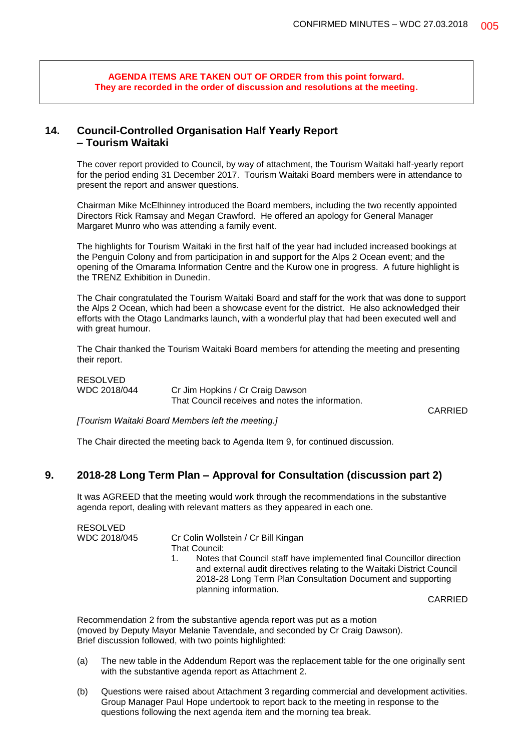**AGENDA ITEMS ARE TAKEN OUT OF ORDER from this point forward. They are recorded in the order of discussion and resolutions at the meeting.**

## 14. Council-Controlled Organisation Half Yearly Report – Tourism Waitaki

The cover report provided to Council, by way of attachment, the Tourism Waitaki half-yearly report for the period ending 31 December 2017. Tourism Waitaki Board members were in attendance to present the report and answer questions.

Chairman Mike McElhinney introduced the Board members, including the two recently appointed Directors Rick Ramsay and Megan Crawford. He offered an apology for General Manager Margaret Munro who was attending a family event.

The highlights for Tourism Waitaki in the first half of the year had included increased bookings at the Penguin Colony and from participation in and support for the Alps 2 Ocean event; and the opening of the Omarama Information Centre and the Kurow one in progress. A future highlight is the TRENZ Exhibition in Dunedin.

The Chair congratulated the Tourism Waitaki Board and staff for the work that was done to support the Alps 2 Ocean, which had been a showcase event for the district. He also acknowledged their efforts with the Otago Landmarks launch, with a wonderful play that had been executed well and with great humour.

The Chair thanked the Tourism Waitaki Board members for attending the meeting and presenting their report.

RESOLVED
WDC 2018/044 — Cr Jim Hopkins / Cr Craig Dawson
That Council receives and notes the information.

CARRIED

*[Tourism Waitaki Board Members left the meeting.]*

The Chair directed the meeting back to Agenda Item 9, for continued discussion.

## 9. 2018-28 Long Term Plan – Approval for Consultation (discussion part 2)

It was AGREED that the meeting would work through the recommendations in the substantive agenda report, dealing with relevant matters as they appeared in each one.

RESOLVED
WDC 2018/045 — Cr Colin Wollstein / Cr Bill Kingan
That Council:

1. Notes that Council staff have implemented final Councillor direction and external audit directives relating to the Waitaki District Council 2018-28 Long Term Plan Consultation Document and supporting planning information.

CARRIED

Recommendation 2 from the substantive agenda report was put as a motion (moved by Deputy Mayor Melanie Tavendale, and seconded by Cr Craig Dawson). Brief discussion followed, with two points highlighted:

(a) The new table in the Addendum Report was the replacement table for the one originally sent with the substantive agenda report as Attachment 2.

(b) Questions were raised about Attachment 3 regarding commercial and development activities. Group Manager Paul Hope undertook to report back to the meeting in response to the questions following the next agenda item and the morning tea break.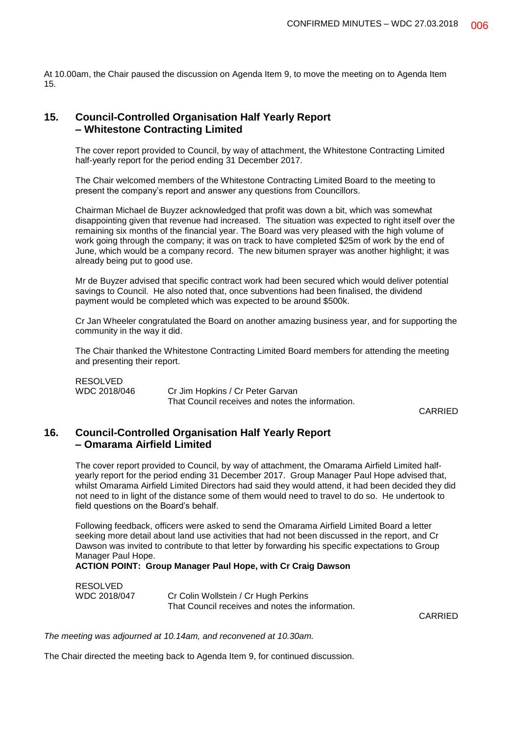At 10.00am, the Chair paused the discussion on Agenda Item 9, to move the meeting on to Agenda Item 15.

## 15. Council-Controlled Organisation Half Yearly Report – Whitestone Contracting Limited

The cover report provided to Council, by way of attachment, the Whitestone Contracting Limited half-yearly report for the period ending 31 December 2017.

The Chair welcomed members of the Whitestone Contracting Limited Board to the meeting to present the company's report and answer any questions from Councillors.

Chairman Michael de Buyzer acknowledged that profit was down a bit, which was somewhat disappointing given that revenue had increased. The situation was expected to right itself over the remaining six months of the financial year. The Board was very pleased with the high volume of work going through the company; it was on track to have completed $25m of work by the end of June, which would be a company record. The new bitumen sprayer was another highlight; it was already being put to good use.

Mr de Buyzer advised that specific contract work had been secured which would deliver potential savings to Council. He also noted that, once subventions had been finalised, the dividend payment would be completed which was expected to be around $500k.

Cr Jan Wheeler congratulated the Board on another amazing business year, and for supporting the community in the way it did.

The Chair thanked the Whitestone Contracting Limited Board members for attending the meeting and presenting their report.

RESOLVED
WDC 2018/046 Cr Jim Hopkins / Cr Peter Garvan
That Council receives and notes the information.

CARRIED

## 16. Council-Controlled Organisation Half Yearly Report – Omarama Airfield Limited

The cover report provided to Council, by way of attachment, the Omarama Airfield Limited half-yearly report for the period ending 31 December 2017. Group Manager Paul Hope advised that, whilst Omarama Airfield Limited Directors had said they would attend, it had been decided they did not need to in light of the distance some of them would need to travel to do so. He undertook to field questions on the Board's behalf.

Following feedback, officers were asked to send the Omarama Airfield Limited Board a letter seeking more detail about land use activities that had not been discussed in the report, and Cr Dawson was invited to contribute to that letter by forwarding his specific expectations to Group Manager Paul Hope.

**ACTION POINT: Group Manager Paul Hope, with Cr Craig Dawson**

RESOLVED
WDC 2018/047 Cr Colin Wollstein / Cr Hugh Perkins
That Council receives and notes the information.

CARRIED

*The meeting was adjourned at 10.14am, and reconvened at 10.30am.*

The Chair directed the meeting back to Agenda Item 9, for continued discussion.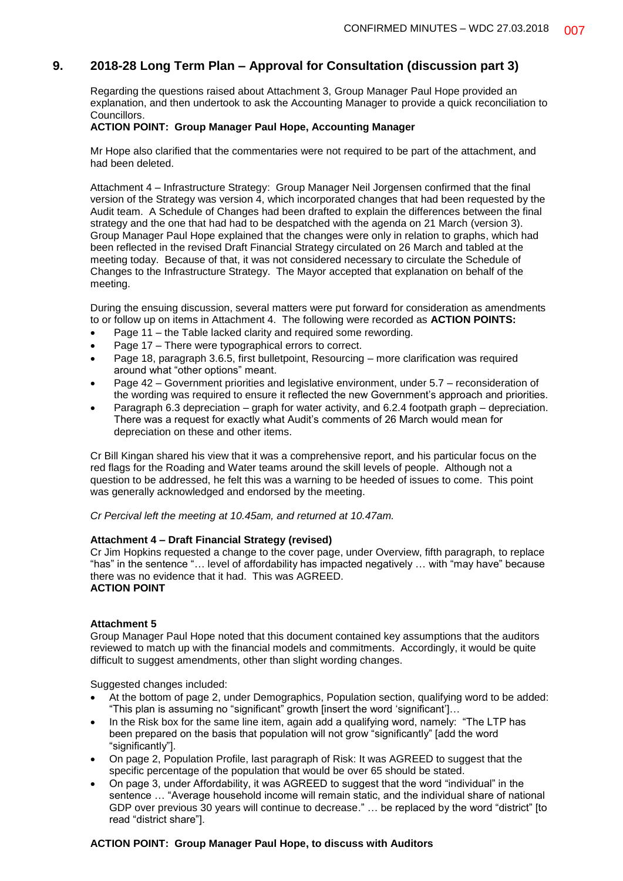## 9. 2018-28 Long Term Plan – Approval for Consultation (discussion part 3)

Regarding the questions raised about Attachment 3, Group Manager Paul Hope provided an explanation, and then undertook to ask the Accounting Manager to provide a quick reconciliation to Councillors.

**ACTION POINT: Group Manager Paul Hope, Accounting Manager**

Mr Hope also clarified that the commentaries were not required to be part of the attachment, and had been deleted.

Attachment 4 – Infrastructure Strategy: Group Manager Neil Jorgensen confirmed that the final version of the Strategy was version 4, which incorporated changes that had been requested by the Audit team. A Schedule of Changes had been drafted to explain the differences between the final strategy and the one that had had to be despatched with the agenda on 21 March (version 3). Group Manager Paul Hope explained that the changes were only in relation to graphs, which had been reflected in the revised Draft Financial Strategy circulated on 26 March and tabled at the meeting today. Because of that, it was not considered necessary to circulate the Schedule of Changes to the Infrastructure Strategy. The Mayor accepted that explanation on behalf of the meeting.

During the ensuing discussion, several matters were put forward for consideration as amendments to or follow up on items in Attachment 4. The following were recorded as **ACTION POINTS:**

- Page 11 – the Table lacked clarity and required some rewording.
- Page 17 – There were typographical errors to correct.
- Page 18, paragraph 3.6.5, first bulletpoint, Resourcing – more clarification was required around what "other options" meant.
- Page 42 – Government priorities and legislative environment, under 5.7 – reconsideration of the wording was required to ensure it reflected the new Government's approach and priorities.
- Paragraph 6.3 depreciation – graph for water activity, and 6.2.4 footpath graph – depreciation. There was a request for exactly what Audit's comments of 26 March would mean for depreciation on these and other items.

Cr Bill Kingan shared his view that it was a comprehensive report, and his particular focus on the red flags for the Roading and Water teams around the skill levels of people. Although not a question to be addressed, he felt this was a warning to be heeded of issues to come. This point was generally acknowledged and endorsed by the meeting.

*Cr Percival left the meeting at 10.45am, and returned at 10.47am.*

**Attachment 4 – Draft Financial Strategy (revised)**

Cr Jim Hopkins requested a change to the cover page, under Overview, fifth paragraph, to replace "has" in the sentence "… level of affordability has impacted negatively … with "may have" because there was no evidence that it had. This was AGREED.

**ACTION POINT**

**Attachment 5**

Group Manager Paul Hope noted that this document contained key assumptions that the auditors reviewed to match up with the financial models and commitments. Accordingly, it would be quite difficult to suggest amendments, other than slight wording changes.

Suggested changes included:

- At the bottom of page 2, under Demographics, Population section, qualifying word to be added: "This plan is assuming no "significant" growth [insert the word 'significant']…
- In the Risk box for the same line item, again add a qualifying word, namely: "The LTP has been prepared on the basis that population will not grow "significantly" [add the word "significantly"].
- On page 2, Population Profile, last paragraph of Risk: It was AGREED to suggest that the specific percentage of the population that would be over 65 should be stated.
- On page 3, under Affordability, it was AGREED to suggest that the word "individual" in the sentence … "Average household income will remain static, and the individual share of national GDP over previous 30 years will continue to decrease." … be replaced by the word "district" [to read "district share"].

**ACTION POINT: Group Manager Paul Hope, to discuss with Auditors**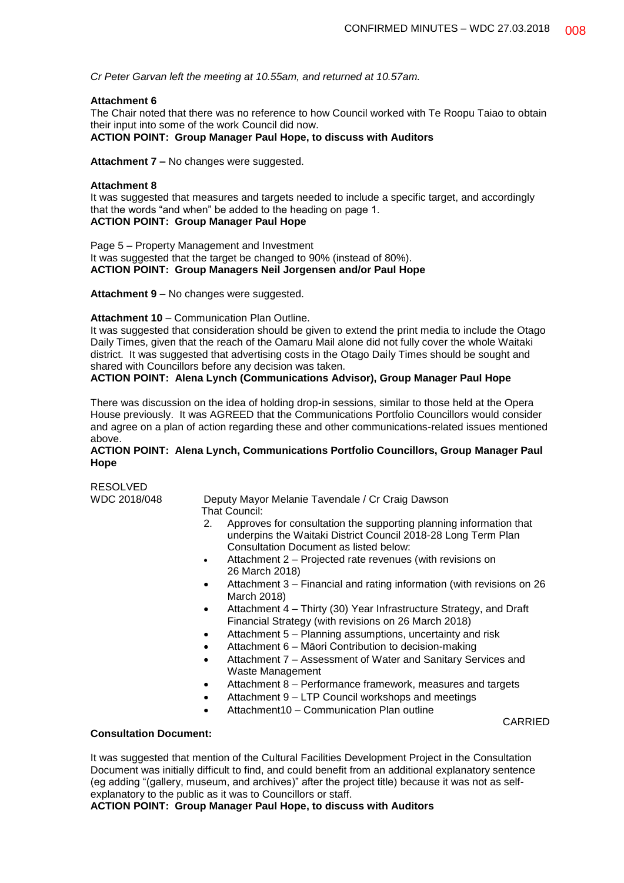*Cr Peter Garvan left the meeting at 10.55am, and returned at 10.57am.*

**Attachment 6**
The Chair noted that there was no reference to how Council worked with Te Roopu Taiao to obtain their input into some of the work Council did now.
**ACTION POINT: Group Manager Paul Hope, to discuss with Auditors**

**Attachment 7 –** No changes were suggested.

**Attachment 8**
It was suggested that measures and targets needed to include a specific target, and accordingly that the words "and when" be added to the heading on page 1.
**ACTION POINT: Group Manager Paul Hope**

Page 5 – Property Management and Investment
It was suggested that the target be changed to 90% (instead of 80%).
**ACTION POINT: Group Managers Neil Jorgensen and/or Paul Hope**

**Attachment 9** – No changes were suggested.

**Attachment 10** – Communication Plan Outline.
It was suggested that consideration should be given to extend the print media to include the Otago Daily Times, given that the reach of the Oamaru Mail alone did not fully cover the whole Waitaki district. It was suggested that advertising costs in the Otago Daily Times should be sought and shared with Councillors before any decision was taken.
**ACTION POINT: Alena Lynch (Communications Advisor), Group Manager Paul Hope**

There was discussion on the idea of holding drop-in sessions, similar to those held at the Opera House previously. It was AGREED that the Communications Portfolio Councillors would consider and agree on a plan of action regarding these and other communications-related issues mentioned above.
**ACTION POINT: Alena Lynch, Communications Portfolio Councillors, Group Manager Paul Hope**

RESOLVED
WDC 2018/048

Deputy Mayor Melanie Tavendale / Cr Craig Dawson
That Council:

2. Approves for consultation the supporting planning information that underpins the Waitaki District Council 2018-28 Long Term Plan Consultation Document as listed below:

- Attachment 2 – Projected rate revenues (with revisions on 26 March 2018)
- Attachment 3 – Financial and rating information (with revisions on 26 March 2018)
- Attachment 4 – Thirty (30) Year Infrastructure Strategy, and Draft Financial Strategy (with revisions on 26 March 2018)
- Attachment 5 – Planning assumptions, uncertainty and risk
- Attachment 6 – Māori Contribution to decision-making
- Attachment 7 – Assessment of Water and Sanitary Services and Waste Management
- Attachment 8 – Performance framework, measures and targets
- Attachment 9 – LTP Council workshops and meetings
- Attachment10 – Communication Plan outline

CARRIED

**Consultation Document:**

It was suggested that mention of the Cultural Facilities Development Project in the Consultation Document was initially difficult to find, and could benefit from an additional explanatory sentence (eg adding "(gallery, museum, and archives)" after the project title) because it was not as self-explanatory to the public as it was to Councillors or staff.
**ACTION POINT: Group Manager Paul Hope, to discuss with Auditors**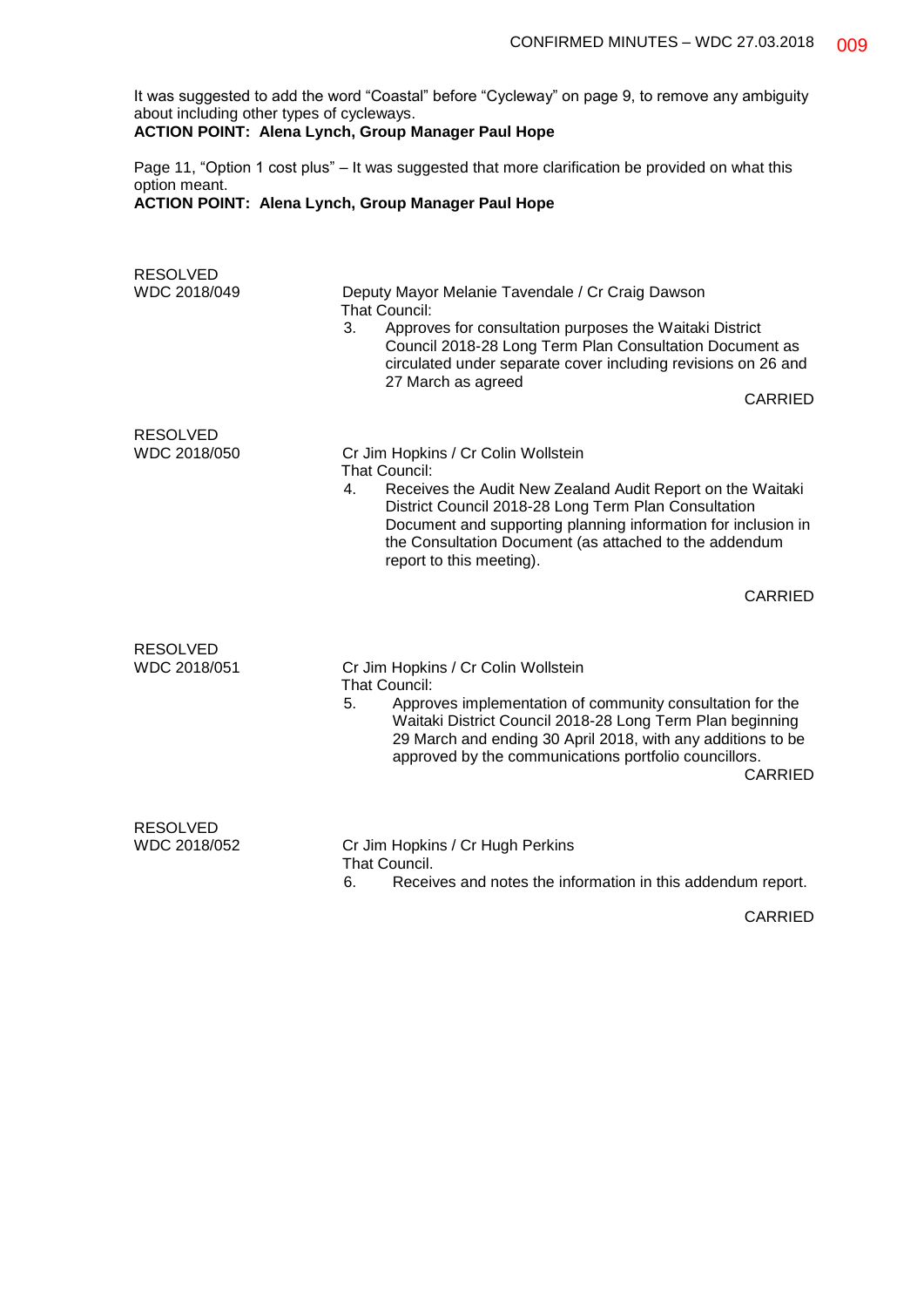It was suggested to add the word "Coastal" before "Cycleway" on page 9, to remove any ambiguity about including other types of cycleways.
**ACTION POINT: Alena Lynch, Group Manager Paul Hope**

Page 11, "Option 1 cost plus" – It was suggested that more clarification be provided on what this option meant.
**ACTION POINT: Alena Lynch, Group Manager Paul Hope**

RESOLVED
WDC 2018/049

Deputy Mayor Melanie Tavendale / Cr Craig Dawson
That Council:

3. Approves for consultation purposes the Waitaki District Council 2018-28 Long Term Plan Consultation Document as circulated under separate cover including revisions on 26 and 27 March as agreed

CARRIED

RESOLVED
WDC 2018/050

Cr Jim Hopkins / Cr Colin Wollstein
That Council:

4. Receives the Audit New Zealand Audit Report on the Waitaki District Council 2018-28 Long Term Plan Consultation Document and supporting planning information for inclusion in the Consultation Document (as attached to the addendum report to this meeting).

CARRIED

RESOLVED
WDC 2018/051

Cr Jim Hopkins / Cr Colin Wollstein
That Council:

5. Approves implementation of community consultation for the Waitaki District Council 2018-28 Long Term Plan beginning 29 March and ending 30 April 2018, with any additions to be approved by the communications portfolio councillors.

CARRIED

RESOLVED
WDC 2018/052

Cr Jim Hopkins / Cr Hugh Perkins
That Council.

6. Receives and notes the information in this addendum report.

CARRIED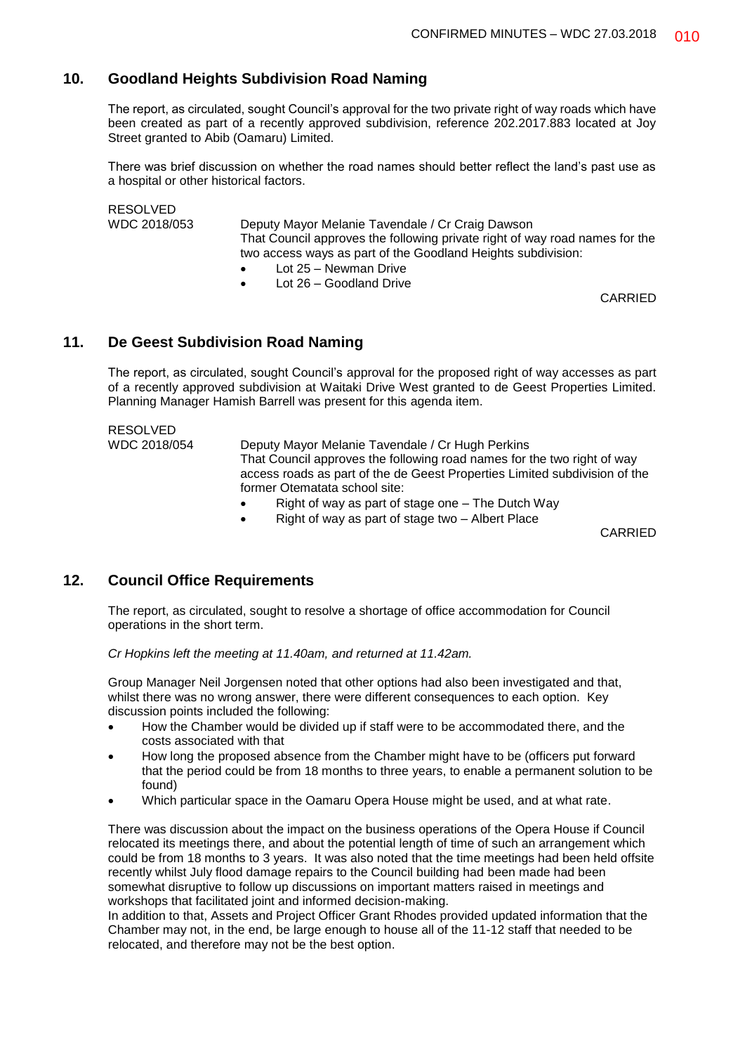## 10. Goodland Heights Subdivision Road Naming

The report, as circulated, sought Council's approval for the two private right of way roads which have been created as part of a recently approved subdivision, reference 202.2017.883 located at Joy Street granted to Abib (Oamaru) Limited.

There was brief discussion on whether the road names should better reflect the land's past use as a hospital or other historical factors.

RESOLVED
WDC 2018/053

Deputy Mayor Melanie Tavendale / Cr Craig Dawson
That Council approves the following private right of way road names for the two access ways as part of the Goodland Heights subdivision:

- Lot 25 – Newman Drive
- Lot 26 – Goodland Drive

CARRIED

## 11. De Geest Subdivision Road Naming

The report, as circulated, sought Council's approval for the proposed right of way accesses as part of a recently approved subdivision at Waitaki Drive West granted to de Geest Properties Limited. Planning Manager Hamish Barrell was present for this agenda item.

RESOLVED
WDC 2018/054

Deputy Mayor Melanie Tavendale / Cr Hugh Perkins
That Council approves the following road names for the two right of way access roads as part of the de Geest Properties Limited subdivision of the former Otematata school site:

- Right of way as part of stage one – The Dutch Way
- Right of way as part of stage two – Albert Place

CARRIED

## 12. Council Office Requirements

The report, as circulated, sought to resolve a shortage of office accommodation for Council operations in the short term.

*Cr Hopkins left the meeting at 11.40am, and returned at 11.42am.*

Group Manager Neil Jorgensen noted that other options had also been investigated and that, whilst there was no wrong answer, there were different consequences to each option. Key discussion points included the following:

- How the Chamber would be divided up if staff were to be accommodated there, and the costs associated with that
- How long the proposed absence from the Chamber might have to be (officers put forward that the period could be from 18 months to three years, to enable a permanent solution to be found)
- Which particular space in the Oamaru Opera House might be used, and at what rate.

There was discussion about the impact on the business operations of the Opera House if Council relocated its meetings there, and about the potential length of time of such an arrangement which could be from 18 months to 3 years. It was also noted that the time meetings had been held offsite recently whilst July flood damage repairs to the Council building had been made had been somewhat disruptive to follow up discussions on important matters raised in meetings and workshops that facilitated joint and informed decision-making.
In addition to that, Assets and Project Officer Grant Rhodes provided updated information that the Chamber may not, in the end, be large enough to house all of the 11-12 staff that needed to be relocated, and therefore may not be the best option.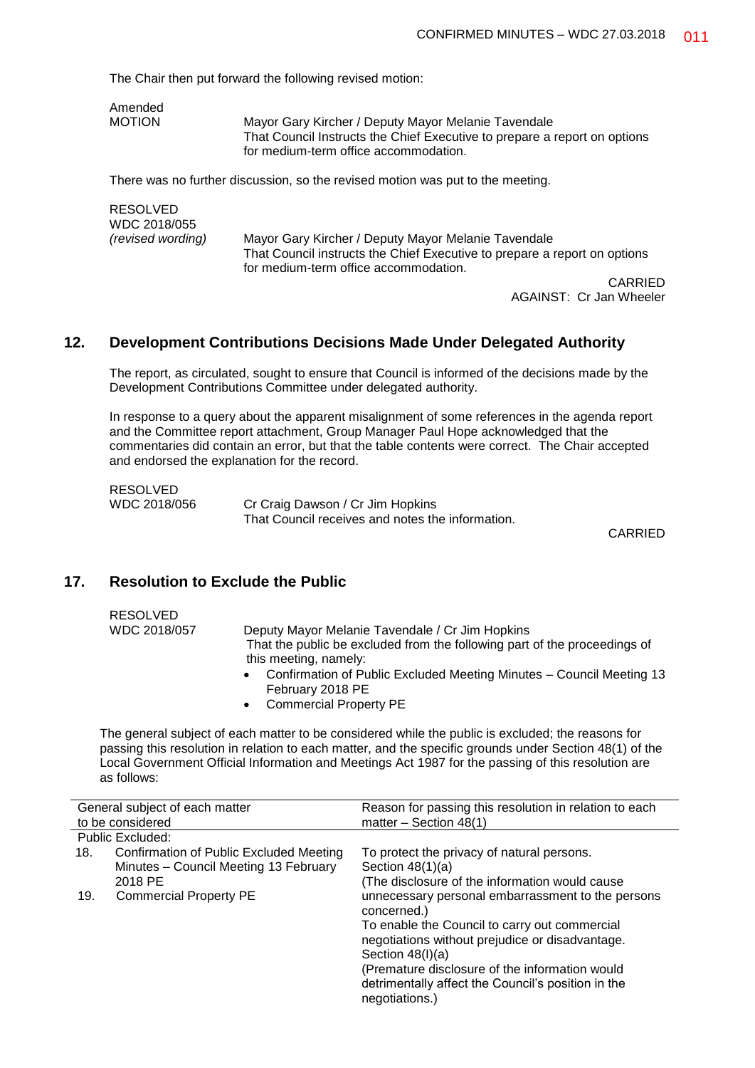The Chair then put forward the following revised motion:

| | |
|---|---|
| Amended MOTION | Mayor Gary Kircher / Deputy Mayor Melanie Tavendale<br>That Council Instructs the Chief Executive to prepare a report on options for medium-term office accommodation. |

There was no further discussion, so the revised motion was put to the meeting.

| | |
|---|---|
| RESOLVED<br>WDC 2018/055<br>*(revised wording)* | Mayor Gary Kircher / Deputy Mayor Melanie Tavendale<br>That Council instructs the Chief Executive to prepare a report on options for medium-term office accommodation. |

CARRIED
AGAINST: Cr Jan Wheeler

## 12. Development Contributions Decisions Made Under Delegated Authority

The report, as circulated, sought to ensure that Council is informed of the decisions made by the Development Contributions Committee under delegated authority.

In response to a query about the apparent misalignment of some references in the agenda report and the Committee report attachment, Group Manager Paul Hope acknowledged that the commentaries did contain an error, but that the table contents were correct. The Chair accepted and endorsed the explanation for the record.

| | |
|---|---|
| RESOLVED<br>WDC 2018/056 | Cr Craig Dawson / Cr Jim Hopkins<br>That Council receives and notes the information. |

CARRIED

## 17. Resolution to Exclude the Public

RESOLVED
WDC 2018/057

Deputy Mayor Melanie Tavendale / Cr Jim Hopkins
That the public be excluded from the following part of the proceedings of this meeting, namely:

- Confirmation of Public Excluded Meeting Minutes – Council Meeting 13 February 2018 PE
- Commercial Property PE

The general subject of each matter to be considered while the public is excluded; the reasons for passing this resolution in relation to each matter, and the specific grounds under Section 48(1) of the Local Government Official Information and Meetings Act 1987 for the passing of this resolution are as follows:

| General subject of each matter to be considered | Reason for passing this resolution in relation to each matter – Section 48(1) |
|---|---|
| Public Excluded: | |
| 18. Confirmation of Public Excluded Meeting Minutes – Council Meeting 13 February 2018 PE | To protect the privacy of natural persons. Section 48(1)(a) (The disclosure of the information would cause unnecessary personal embarrassment to the persons concerned.) |
| 19. Commercial Property PE | To enable the Council to carry out commercial negotiations without prejudice or disadvantage. Section 48(I)(a) (Premature disclosure of the information would detrimentally affect the Council's position in the negotiations.) |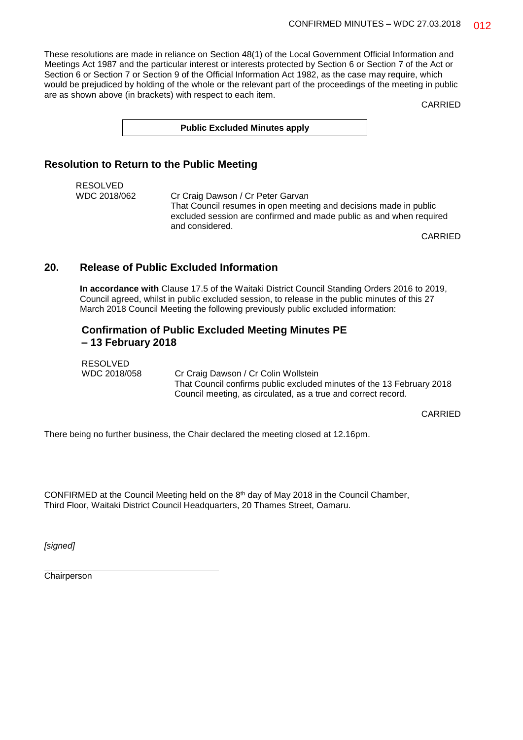These resolutions are made in reliance on Section 48(1) of the Local Government Official Information and Meetings Act 1987 and the particular interest or interests protected by Section 6 or Section 7 of the Act or Section 6 or Section 7 or Section 9 of the Official Information Act 1982, as the case may require, which would be prejudiced by holding of the whole or the relevant part of the proceedings of the meeting in public are as shown above (in brackets) with respect to each item.

CARRIED

**Public Excluded Minutes apply**

## Resolution to Return to the Public Meeting

RESOLVED
WDC 2018/062

Cr Craig Dawson / Cr Peter Garvan
That Council resumes in open meeting and decisions made in public excluded session are confirmed and made public as and when required and considered.

CARRIED

## 20. Release of Public Excluded Information

**In accordance with** Clause 17.5 of the Waitaki District Council Standing Orders 2016 to 2019, Council agreed, whilst in public excluded session, to release in the public minutes of this 27 March 2018 Council Meeting the following previously public excluded information:

### Confirmation of Public Excluded Meeting Minutes PE – 13 February 2018

RESOLVED
WDC 2018/058

Cr Craig Dawson / Cr Colin Wollstein
That Council confirms public excluded minutes of the 13 February 2018 Council meeting, as circulated, as a true and correct record.

CARRIED

There being no further business, the Chair declared the meeting closed at 12.16pm.

CONFIRMED at the Council Meeting held on the 8th day of May 2018 in the Council Chamber, Third Floor, Waitaki District Council Headquarters, 20 Thames Street, Oamaru.

*[signed]*

Chairperson